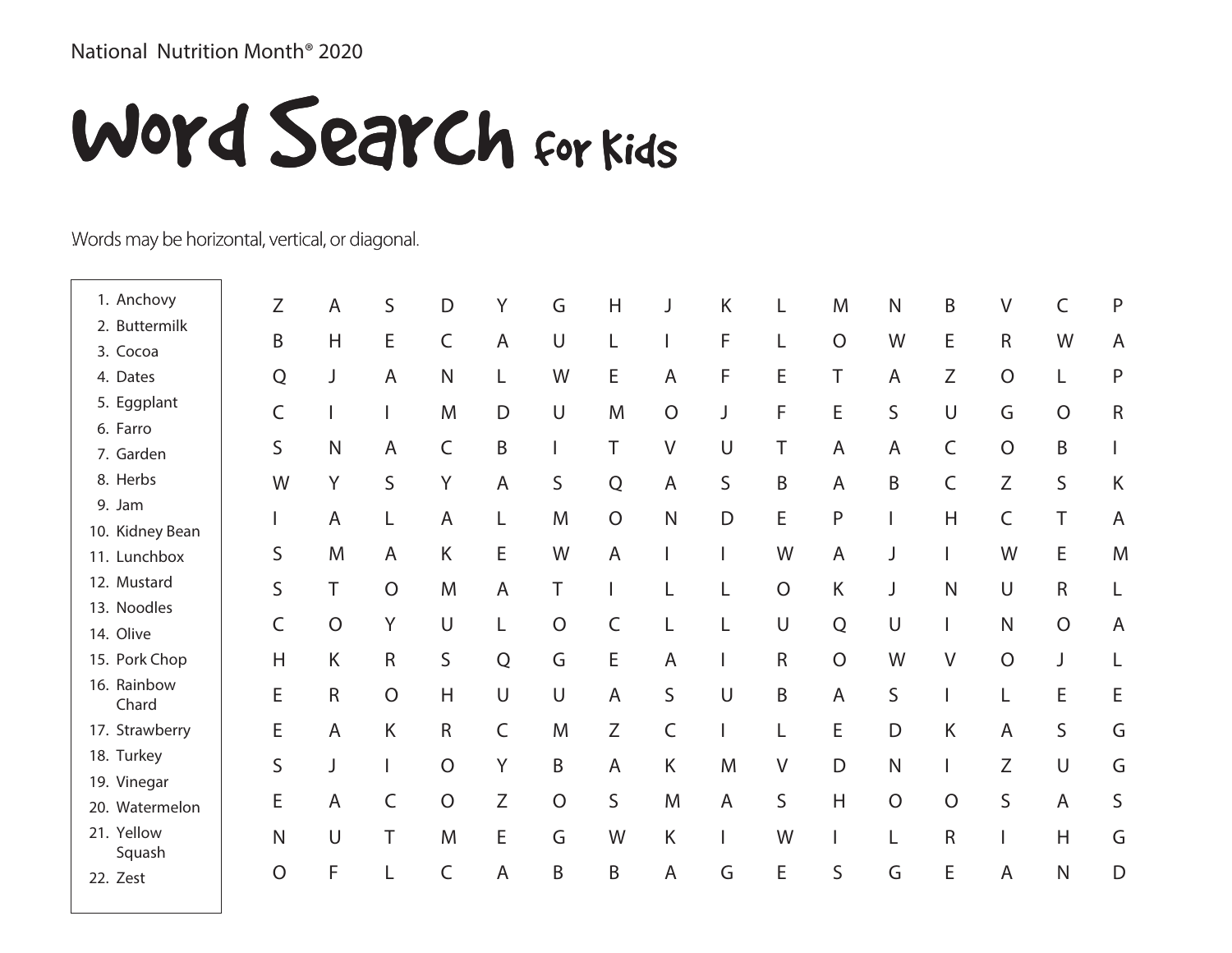National Nutrition Month® 2020

# Word Search for Kids

Words may be horizontal, vertical, or diagonal.

1. Anchovy
2. Buttermilk
3. Cocoa
4. Dates
5. Eggplant
6. Farro
7. Garden
8. Herbs
9. Jam
10. Kidney Bean
11. Lunchbox
12. Mustard
13. Noodles
14. Olive
15. Pork Chop
16. Rainbow Chard
17. Strawberry
18. Turkey
19. Vinegar
20. Watermelon
21. Yellow Squash
22. Zest

```
Z A S D Y G H J K L M N B V C P
B H E C A U L I F L O W E R W A
Q J A N L W E A F E T A Z O L P
C I I M D U M O J F E S U G O R
S N A C B I T V U T A A C O B I
W Y S Y A S Q A S B A B C Z S K
I A L A L M O N D E P I H C T A
S M A K E W A I I W A J I W E M
S T O M A T I L L O K J N U R L
C O Y U L O C L L U Q U I N O A
H K R S Q G E A I R O W V O J L
E R O H U U A S U B A S I L E E
E A K R C M Z C I L E D K A S G
S J I O Y B A K M V D N I Z U G
E A C O Z O S M A S H O O S A S
N U T M E G W K I W I L R I H G
O F L C A B B A G E S G E A N D
```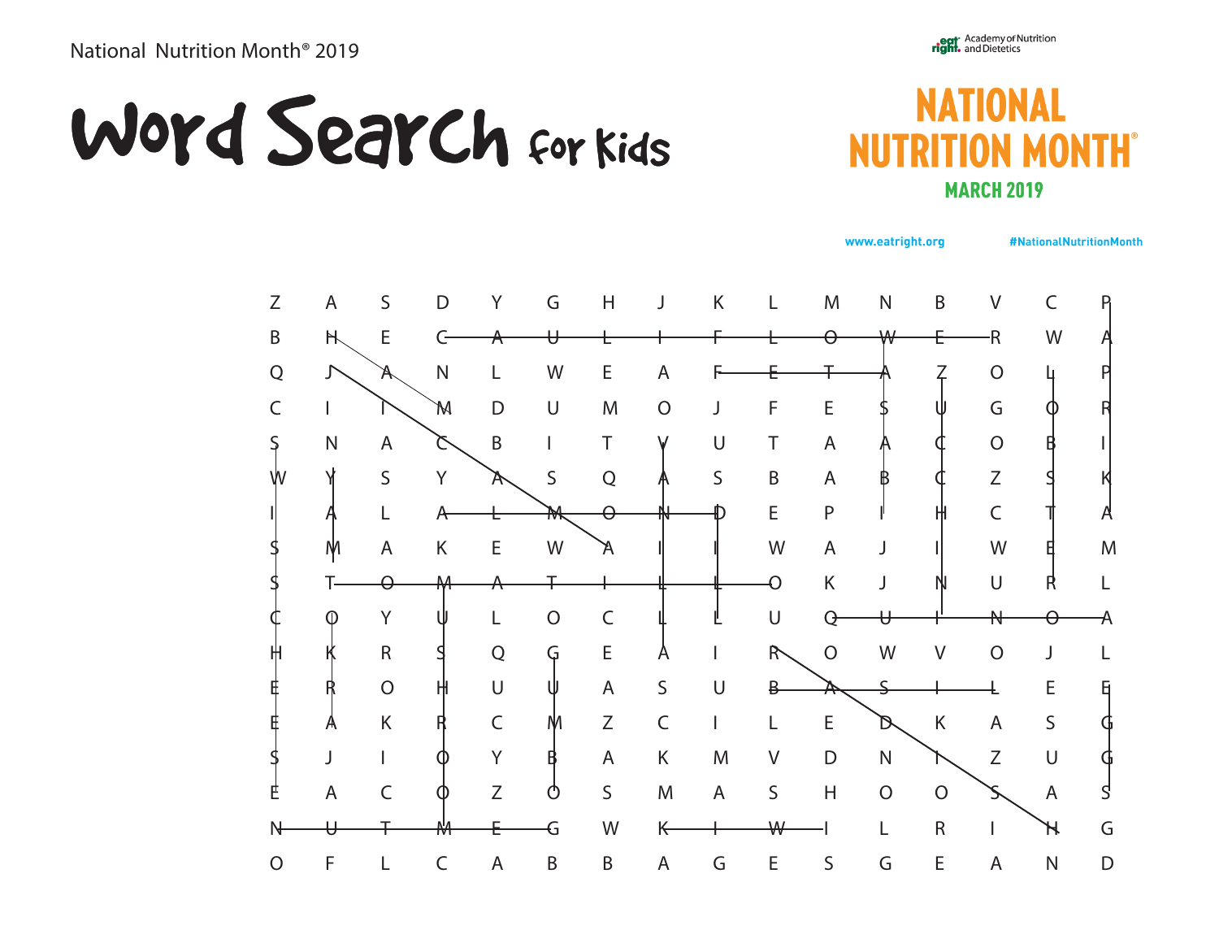National Nutrition Month® 2019

# Word Search for Kids

Academy of Nutrition and Dietetics

## NATIONAL NUTRITION MONTH®

### MARCH 2019

www.eatright.org #NationalNutritionMonth

| | | | | | | | | | | | | | | | |
|---|---|---|---|---|---|---|---|---|---|---|---|---|---|---|---|
| Z | A | S | D | Y | G | H | J | K | L | M | N | B | V | C | P |
| B | H | E | C | A | U | L | I | F | L | O | W | E | R | W | A |
| Q | J | A | N | L | W | E | A | F | E | T | A | Z | O | L | P |
| C | I | I | M | D | U | M | O | J | F | E | S | U | G | O | R |
| S | N | A | C | B | I | T | V | U | T | A | A | C | O | B | I |
| W | Y | S | Y | A | S | Q | A | S | B | A | B | C | Z | S | K |
| I | A | L | A | L | M | O | N | D | E | P | I | H | C | T | A |
| S | M | A | K | E | W | A | I | I | W | A | J | I | W | E | M |
| S | T | O | M | A | T | I | L | L | O | K | J | N | U | R | L |
| C | O | Y | U | L | O | C | L | L | U | Q | U | I | N | O | A |
| H | K | R | S | Q | G | E | A | I | R | O | W | V | O | J | L |
| E | R | O | H | U | U | A | S | U | B | A | S | I | L | E | E |
| E | A | K | R | C | M | Z | C | I | L | E | D | K | A | S | G |
| S | J | I | O | Y | B | A | K | M | V | D | N | I | Z | U | G |
| E | A | C | O | Z | O | S | M | A | S | H | O | O | S | A | S |
| N | U | T | M | E | G | W | K | I | W | I | L | R | I | H | D |
| O | F | L | C | A | B | B | A | G | E | S | G | E | A | N | D |